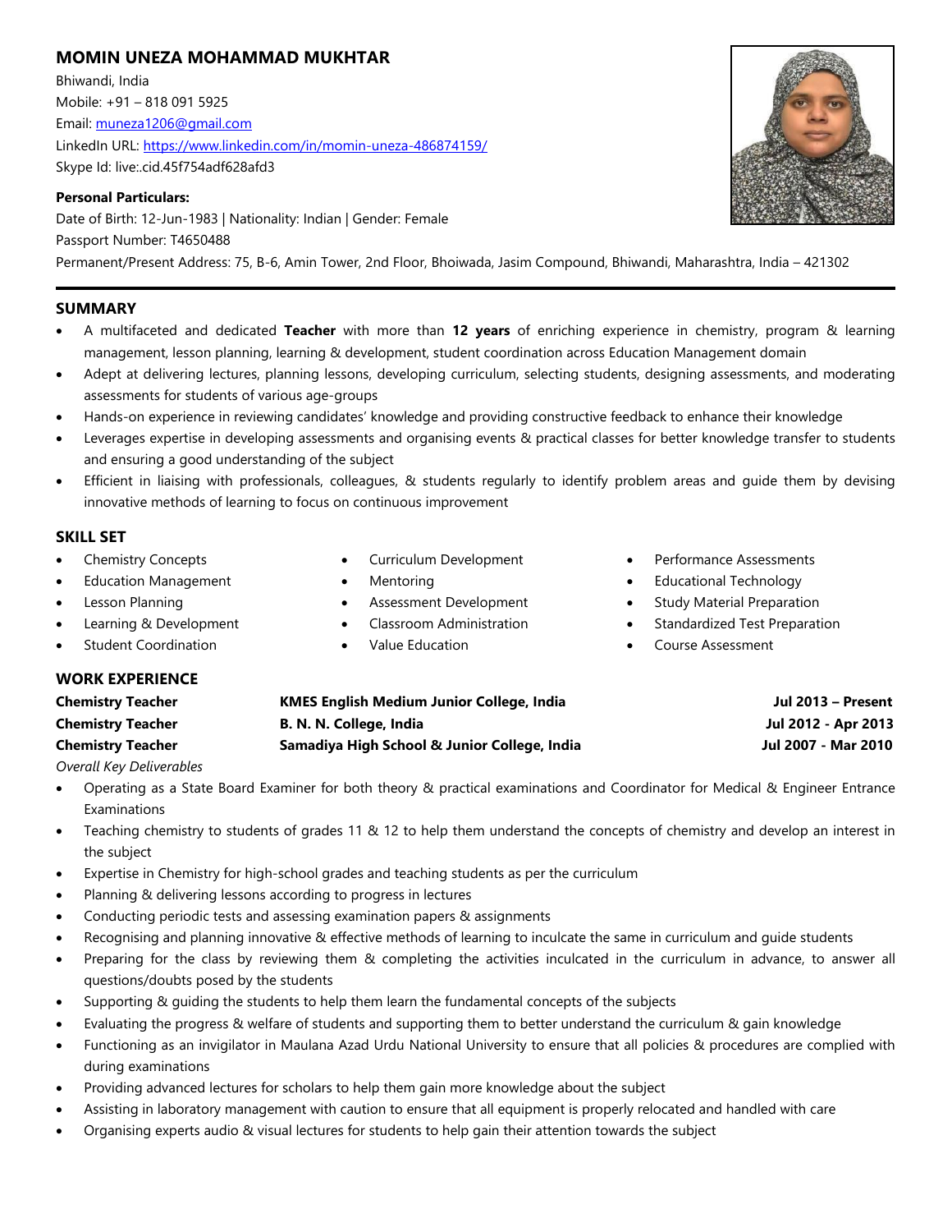# MOMIN UNEZA MOHAMMAD MUKHTAR

Bhiwandi, India
Mobile: +91 – 818 091 5925
Email: muneza1206@gmail.com
LinkedIn URL: https://www.linkedin.com/in/momin-uneza-486874159/
Skype Id: live:.cid.45f754adf628afd3

**Personal Particulars:**
Date of Birth: 12-Jun-1983 | Nationality: Indian | Gender: Female
Passport Number: T4650488
Permanent/Present Address: 75, B-6, Amin Tower, 2nd Floor, Bhoiwada, Jasim Compound, Bhiwandi, Maharashtra, India – 421302

## SUMMARY

- A multifaceted and dedicated **Teacher** with more than **12 years** of enriching experience in chemistry, program & learning management, lesson planning, learning & development, student coordination across Education Management domain
- Adept at delivering lectures, planning lessons, developing curriculum, selecting students, designing assessments, and moderating assessments for students of various age-groups
- Hands-on experience in reviewing candidates' knowledge and providing constructive feedback to enhance their knowledge
- Leverages expertise in developing assessments and organising events & practical classes for better knowledge transfer to students and ensuring a good understanding of the subject
- Efficient in liaising with professionals, colleagues, & students regularly to identify problem areas and guide them by devising innovative methods of learning to focus on continuous improvement

## SKILL SET

- Chemistry Concepts
- Education Management
- Lesson Planning
- Learning & Development
- Student Coordination
- Curriculum Development
- Mentoring
- Assessment Development
- Classroom Administration
- Value Education
- Performance Assessments
- Educational Technology
- Study Material Preparation
- Standardized Test Preparation
- Course Assessment

## WORK EXPERIENCE

| | | |
|---|---|---|
| **Chemistry Teacher** | **KMES English Medium Junior College, India** | **Jul 2013 – Present** |
| **Chemistry Teacher** | **B. N. N. College, India** | **Jul 2012 - Apr 2013** |
| **Chemistry Teacher** | **Samadiya High School & Junior College, India** | **Jul 2007 - Mar 2010** |

*Overall Key Deliverables*

- Operating as a State Board Examiner for both theory & practical examinations and Coordinator for Medical & Engineer Entrance Examinations
- Teaching chemistry to students of grades 11 & 12 to help them understand the concepts of chemistry and develop an interest in the subject
- Expertise in Chemistry for high-school grades and teaching students as per the curriculum
- Planning & delivering lessons according to progress in lectures
- Conducting periodic tests and assessing examination papers & assignments
- Recognising and planning innovative & effective methods of learning to inculcate the same in curriculum and guide students
- Preparing for the class by reviewing them & completing the activities inculcated in the curriculum in advance, to answer all questions/doubts posed by the students
- Supporting & guiding the students to help them learn the fundamental concepts of the subjects
- Evaluating the progress & welfare of students and supporting them to better understand the curriculum & gain knowledge
- Functioning as an invigilator in Maulana Azad Urdu National University to ensure that all policies & procedures are complied with during examinations
- Providing advanced lectures for scholars to help them gain more knowledge about the subject
- Assisting in laboratory management with caution to ensure that all equipment is properly relocated and handled with care
- Organising experts audio & visual lectures for students to help gain their attention towards the subject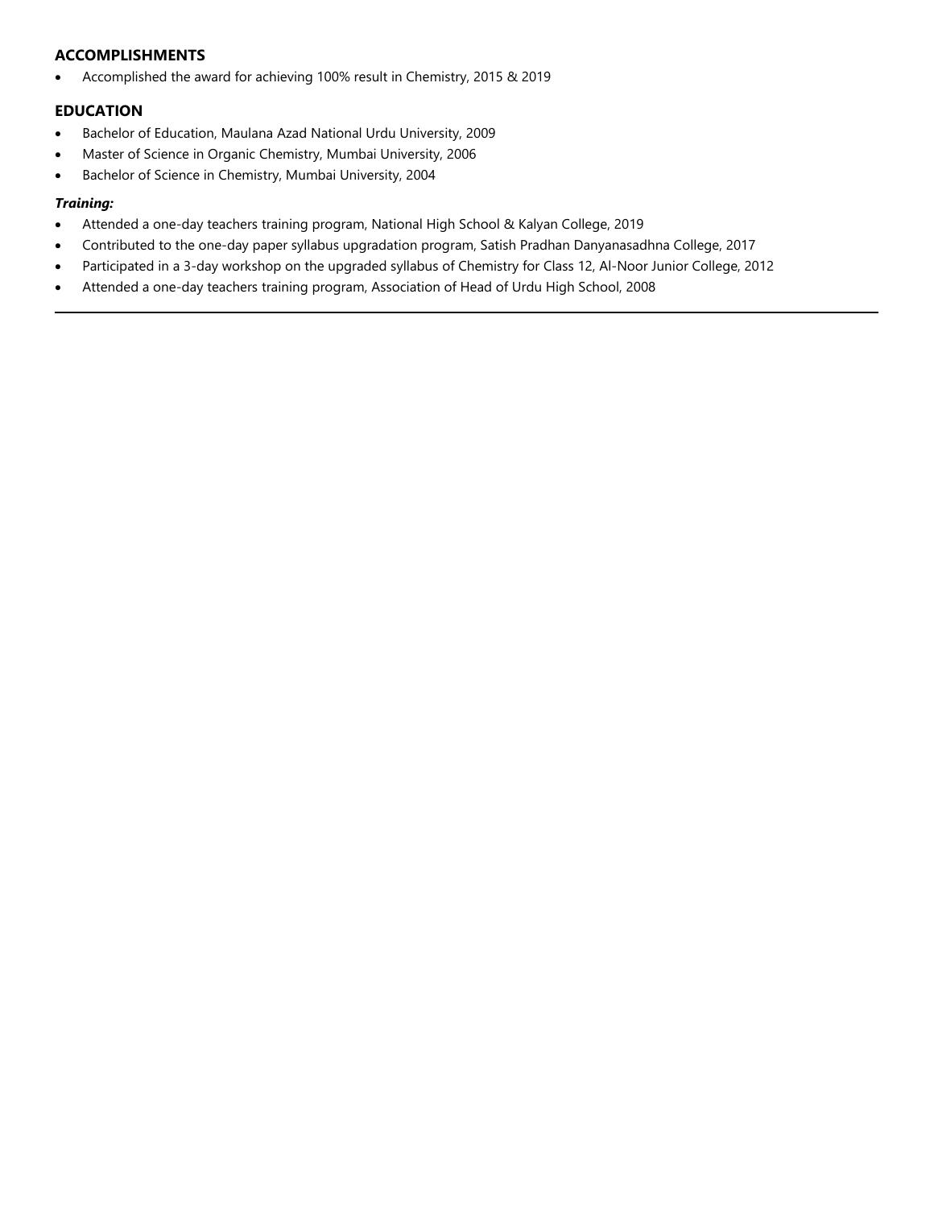## ACCOMPLISHMENTS

- Accomplished the award for achieving 100% result in Chemistry, 2015 & 2019

## EDUCATION

- Bachelor of Education, Maulana Azad National Urdu University, 2009
- Master of Science in Organic Chemistry, Mumbai University, 2006
- Bachelor of Science in Chemistry, Mumbai University, 2004

***Training:***

- Attended a one-day teachers training program, National High School & Kalyan College, 2019
- Contributed to the one-day paper syllabus upgradation program, Satish Pradhan Danyanasadhna College, 2017
- Participated in a 3-day workshop on the upgraded syllabus of Chemistry for Class 12, Al-Noor Junior College, 2012
- Attended a one-day teachers training program, Association of Head of Urdu High School, 2008